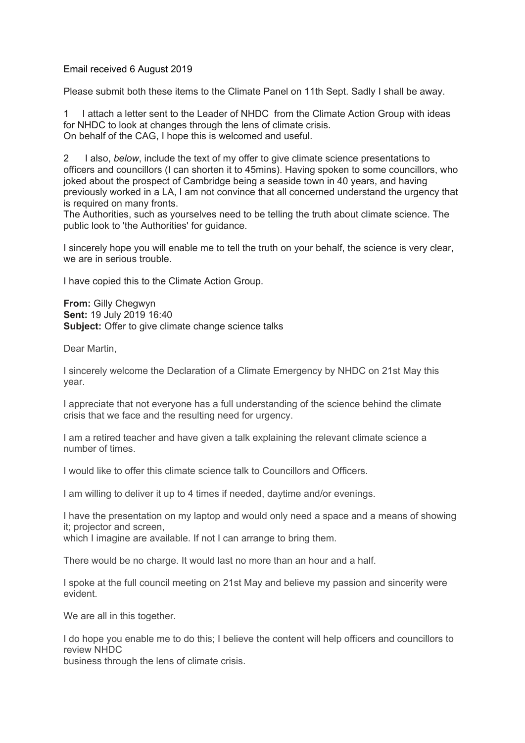Email received 6 August 2019

Please submit both these items to the Climate Panel on 11th Sept. Sadly I shall be away.

1 I attach a letter sent to the Leader of NHDC from the Climate Action Group with ideas for NHDC to look at changes through the lens of climate crisis.
On behalf of the CAG, I hope this is welcomed and useful.

2 I also, *below*, include the text of my offer to give climate science presentations to officers and councillors (I can shorten it to 45mins). Having spoken to some councillors, who joked about the prospect of Cambridge being a seaside town in 40 years, and having previously worked in a LA, I am not convince that all concerned understand the urgency that is required on many fronts.
The Authorities, such as yourselves need to be telling the truth about climate science. The public look to 'the Authorities' for guidance.

I sincerely hope you will enable me to tell the truth on your behalf, the science is very clear, we are in serious trouble.

I have copied this to the Climate Action Group.

**From:** Gilly Chegwyn
**Sent:** 19 July 2019 16:40
**Subject:** Offer to give climate change science talks

Dear Martin,

I sincerely welcome the Declaration of a Climate Emergency by NHDC on 21st May this year.

I appreciate that not everyone has a full understanding of the science behind the climate crisis that we face and the resulting need for urgency.

I am a retired teacher and have given a talk explaining the relevant climate science a number of times.

I would like to offer this climate science talk to Councillors and Officers.

I am willing to deliver it up to 4 times if needed, daytime and/or evenings.

I have the presentation on my laptop and would only need a space and a means of showing it; projector and screen,
which I imagine are available. If not I can arrange to bring them.

There would be no charge. It would last no more than an hour and a half.

I spoke at the full council meeting on 21st May and believe my passion and sincerity were evident.

We are all in this together.

I do hope you enable me to do this; I believe the content will help officers and councillors to review NHDC
business through the lens of climate crisis.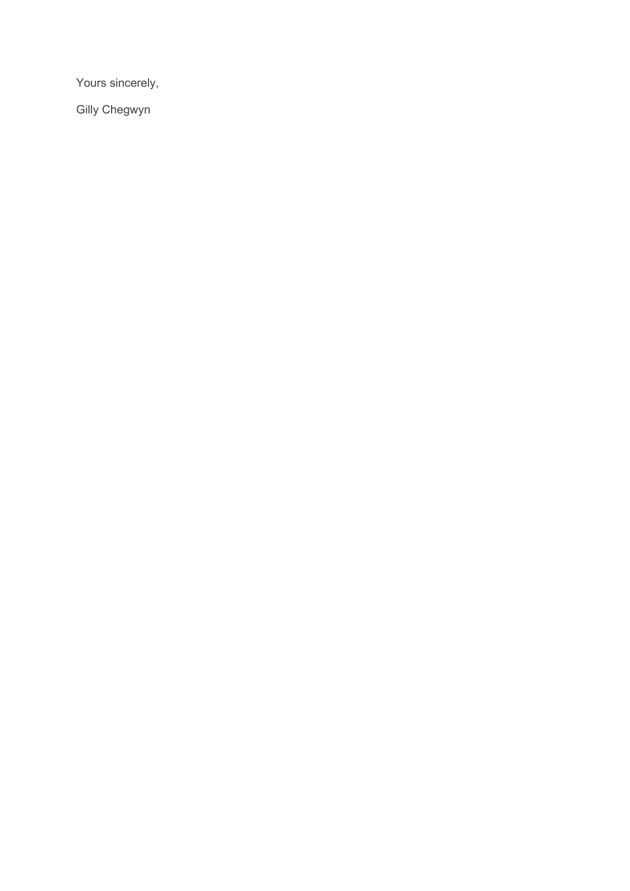Yours sincerely,

Gilly Chegwyn